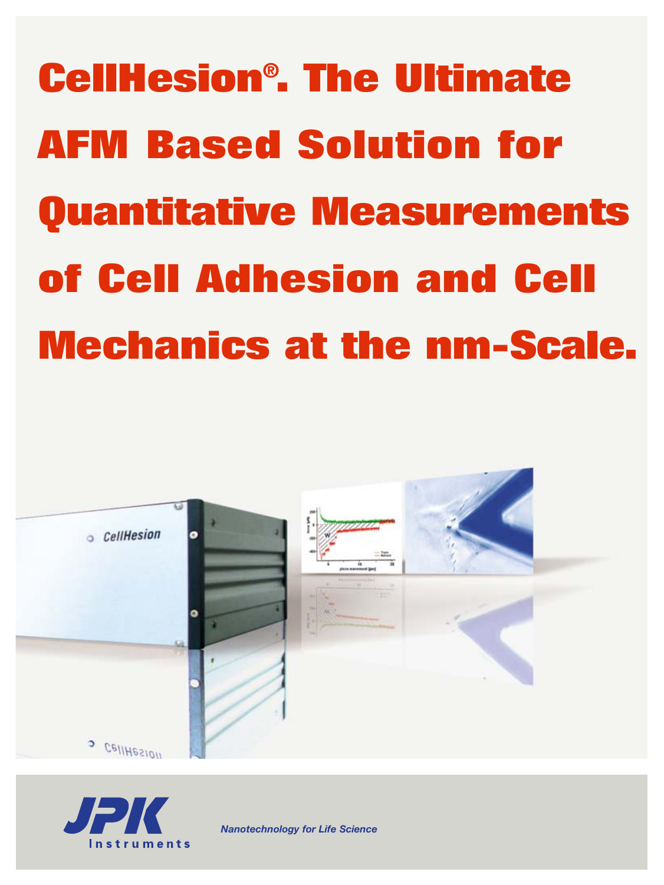# CellHesion®. The Ultimate AFM Based Solution for Quantitative Measurements of Cell Adhesion and Cell Mechanics at the nm-Scale.

JPK Instruments

*Nanotechnology for Life Science*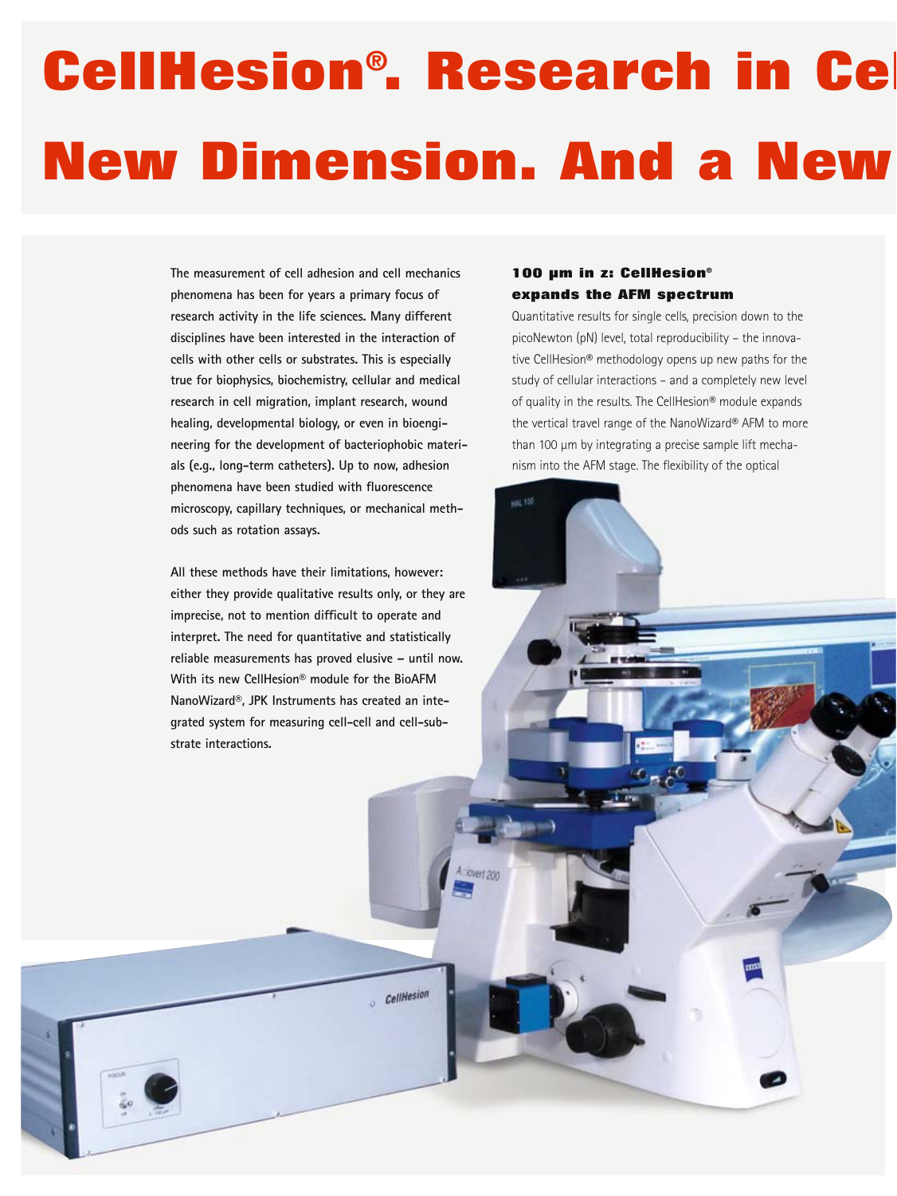# CellHesion®. Research in Ce New Dimension. And a New

The measurement of cell adhesion and cell mechanics phenomena has been for years a primary focus of research activity in the life sciences. Many different disciplines have been interested in the interaction of cells with other cells or substrates. This is especially true for biophysics, biochemistry, cellular and medical research in cell migration, implant research, wound healing, developmental biology, or even in bioengineering for the development of bacteriophobic materials (e.g., long-term catheters). Up to now, adhesion phenomena have been studied with fluorescence microscopy, capillary techniques, or mechanical methods such as rotation assays.

All these methods have their limitations, however: either they provide qualitative results only, or they are imprecise, not to mention difficult to operate and interpret. The need for quantitative and statistically reliable measurements has proved elusive – until now. With its new CellHesion® module for the BioAFM NanoWizard®, JPK Instruments has created an integrated system for measuring cell-cell and cell-substrate interactions.

### 100 µm in z: CellHesion® expands the AFM spectrum

Quantitative results for single cells, precision down to the picoNewton (pN) level, total reproducibility – the innovative CellHesion® methodology opens up new paths for the study of cellular interactions – and a completely new level of quality in the results. The CellHesion® module expands the vertical travel range of the NanoWizard® AFM to more than 100 µm by integrating a precise sample lift mechanism into the AFM stage. The flexibility of the optical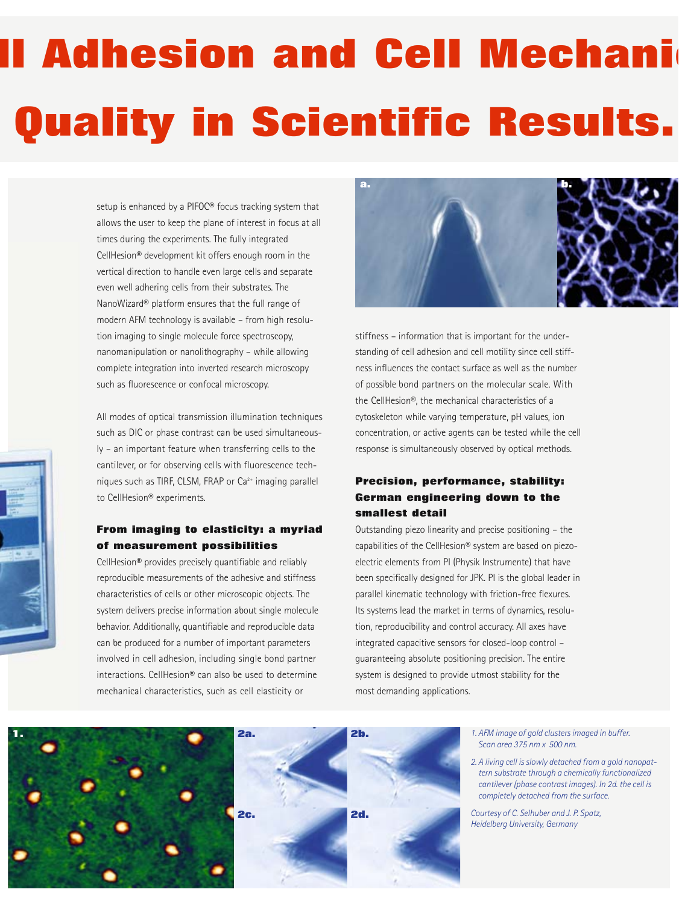# ll Adhesion and Cell Mechani

# Quality in Scientific Results.

setup is enhanced by a PIFOC® focus tracking system that allows the user to keep the plane of interest in focus at all times during the experiments. The fully integrated CellHesion® development kit offers enough room in the vertical direction to handle even large cells and separate even well adhering cells from their substrates. The NanoWizard® platform ensures that the full range of modern AFM technology is available – from high resolution imaging to single molecule force spectroscopy, nanomanipulation or nanolithography – while allowing complete integration into inverted research microscopy such as fluorescence or confocal microscopy.

All modes of optical transmission illumination techniques such as DIC or phase contrast can be used simultaneously – an important feature when transferring cells to the cantilever, or for observing cells with fluorescence techniques such as TIRF, CLSM, FRAP or $Ca^{2+}$ imaging parallel to CellHesion® experiments.

### From imaging to elasticity: a myriad of measurement possibilities

CellHesion® provides precisely quantifiable and reliably reproducible measurements of the adhesive and stiffness characteristics of cells or other microscopic objects. The system delivers precise information about single molecule behavior. Additionally, quantifiable and reproducible data can be produced for a number of important parameters involved in cell adhesion, including single bond partner interactions. CellHesion® can also be used to determine mechanical characteristics, such as cell elasticity or stiffness – information that is important for the understanding of cell adhesion and cell motility since cell stiffness influences the contact surface as well as the number of possible bond partners on the molecular scale. With the CellHesion®, the mechanical characteristics of a cytoskeleton while varying temperature, pH values, ion concentration, or active agents can be tested while the cell response is simultaneously observed by optical methods.

### Precision, performance, stability: German engineering down to the smallest detail

Outstanding piezo linearity and precise positioning – the capabilities of the CellHesion® system are based on piezoelectric elements from PI (Physik Instrumente) that have been specifically designed for JPK. PI is the global leader in parallel kinematic technology with friction-free flexures. Its systems lead the market in terms of dynamics, resolution, reproducibility and control accuracy. All axes have integrated capacitive sensors for closed-loop control – guaranteeing absolute positioning precision. The entire system is designed to provide utmost stability for the most demanding applications.

*1. AFM image of gold clusters imaged in buffer. Scan area 375 nm x 500 nm.*

*2. A living cell is slowly detached from a gold nanopattern substrate through a chemically functionalized cantilever (phase contrast images). In 2d. the cell is completely detached from the surface.*

*Courtesy of C. Selhuber and J. P. Spatz, Heidelberg University, Germany*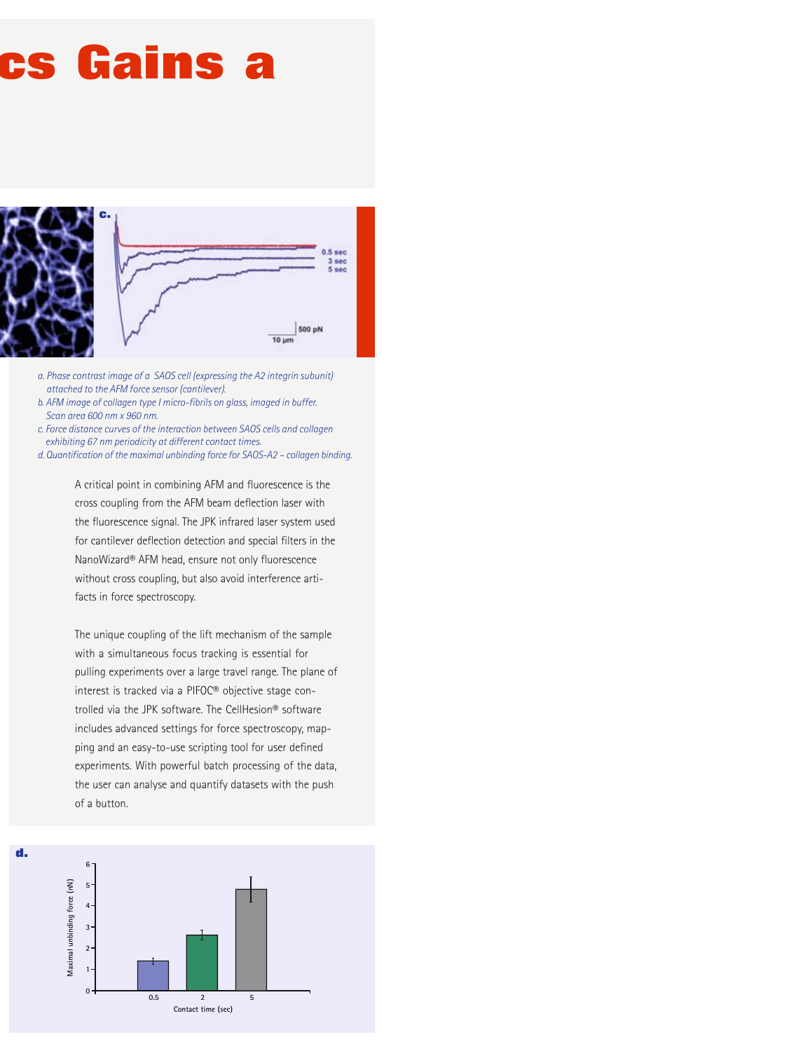# cs Gains a

a. Phase contrast image of a SAOS cell (expressing the A2 integrin subunit) attached to the AFM force sensor (cantilever).
b. AFM image of collagen type I micro-fibrils on glass, imaged in buffer. Scan area 600 nm x 960 nm.
c. Force distance curves of the interaction between SAOS cells and collagen exhibiting 67 nm periodicity at different contact times.
d. Quantification of the maximal unbinding force for SAOS-A2 – collagen binding.

A critical point in combining AFM and fluorescence is the cross coupling from the AFM beam deflection laser with the fluorescence signal. The JPK infrared laser system used for cantilever deflection detection and special filters in the NanoWizard® AFM head, ensure not only fluorescence without cross coupling, but also avoid interference artifacts in force spectroscopy.

The unique coupling of the lift mechanism of the sample with a simultaneous focus tracking is essential for pulling experiments over a large travel range. The plane of interest is tracked via a PIFOC® objective stage controlled via the JPK software. The CellHesion® software includes advanced settings for force spectroscopy, mapping and an easy-to-use scripting tool for user defined experiments. With powerful batch processing of the data, the user can analyse and quantify datasets with the push of a button.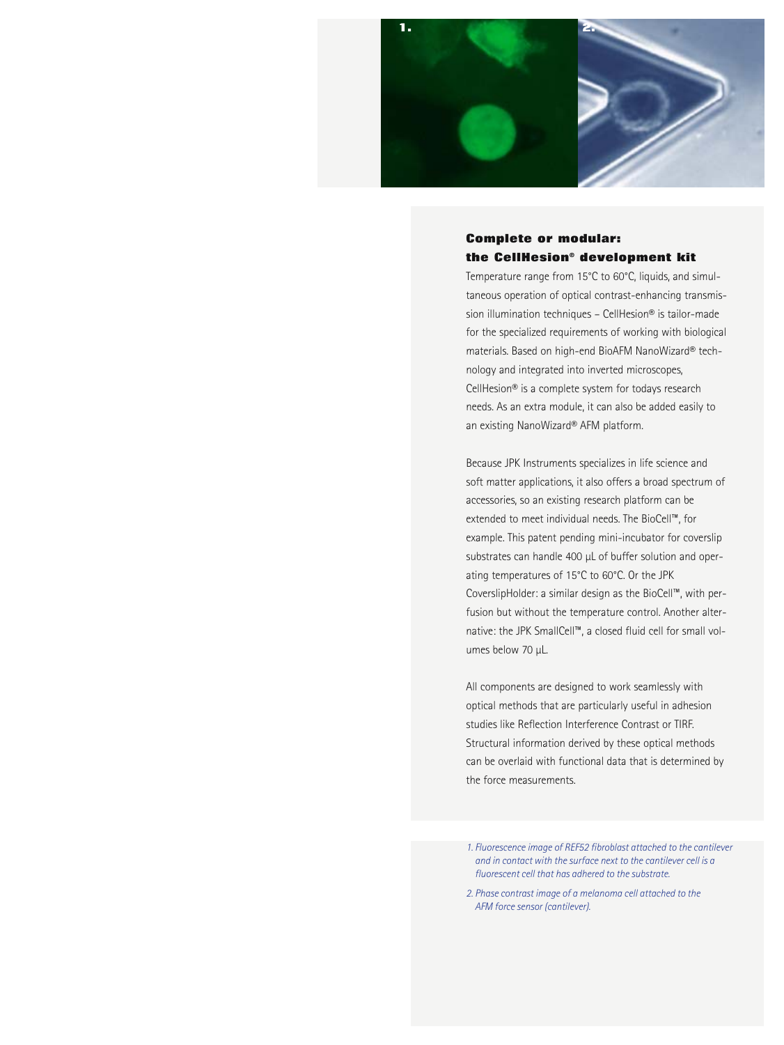## Complete or modular: the CellHesion® development kit

Temperature range from 15°C to 60°C, liquids, and simultaneous operation of optical contrast-enhancing transmission illumination techniques – CellHesion® is tailor-made for the specialized requirements of working with biological materials. Based on high-end BioAFM NanoWizard® technology and integrated into inverted microscopes, CellHesion® is a complete system for todays research needs. As an extra module, it can also be added easily to an existing NanoWizard® AFM platform.

Because JPK Instruments specializes in life science and soft matter applications, it also offers a broad spectrum of accessories, so an existing research platform can be extended to meet individual needs. The BioCell™, for example. This patent pending mini-incubator for coverslip substrates can handle 400 µL of buffer solution and operating temperatures of 15°C to 60°C. Or the JPK CoverslipHolder: a similar design as the BioCell™, with perfusion but without the temperature control. Another alternative: the JPK SmallCell™, a closed fluid cell for small volumes below 70 µL.

All components are designed to work seamlessly with optical methods that are particularly useful in adhesion studies like Reflection Interference Contrast or TIRF. Structural information derived by these optical methods can be overlaid with functional data that is determined by the force measurements.

*1. Fluorescence image of REF52 fibroblast attached to the cantilever and in contact with the surface next to the cantilever cell is a fluorescent cell that has adhered to the substrate.*

*2. Phase contrast image of a melanoma cell attached to the AFM force sensor (cantilever).*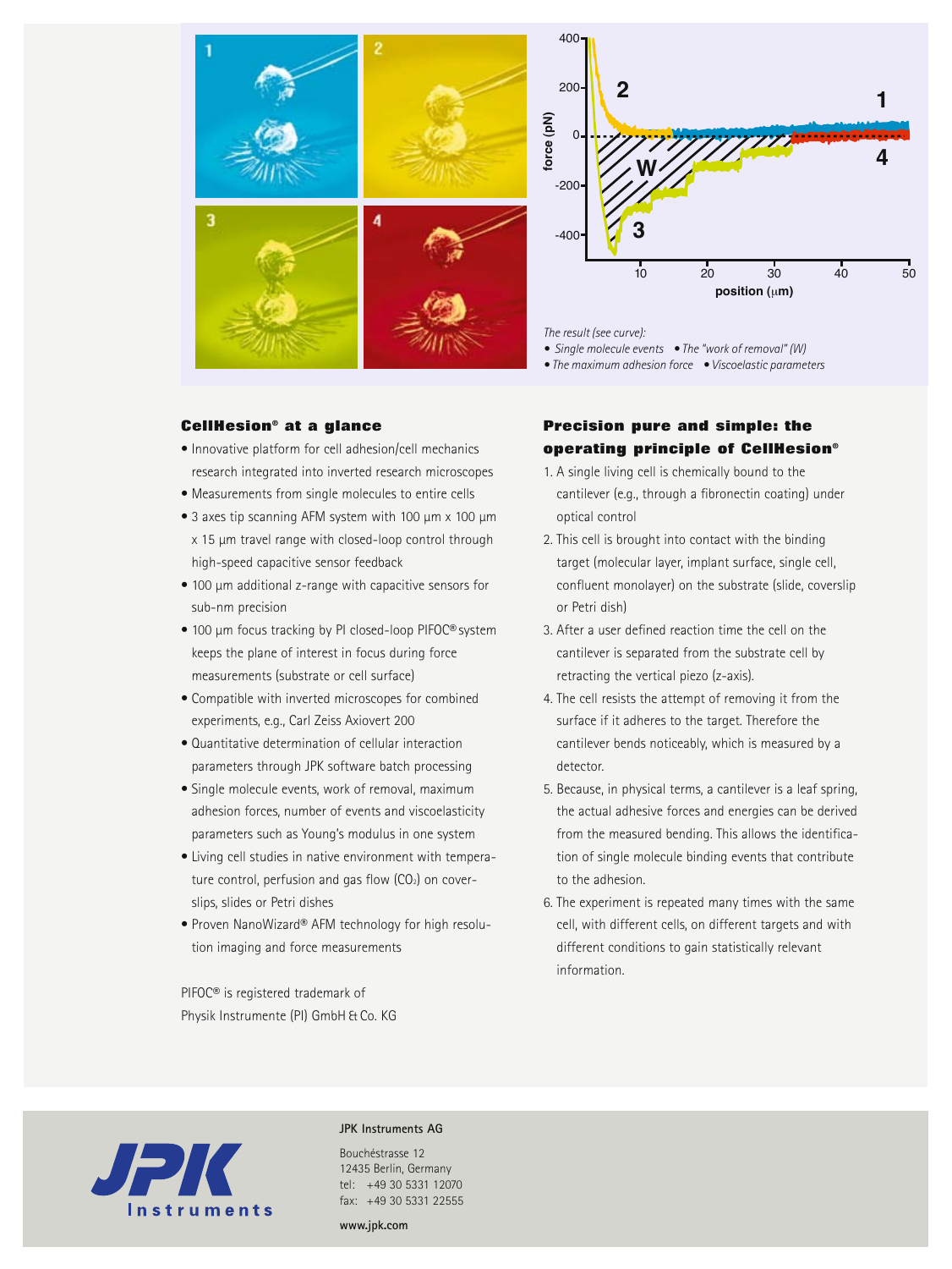1

2

3

4

400

200

0

-200

-400

force (pN)

2

1

W

4

3

10

20

30

40

50

position (µm)

*The result (see curve):*

- *Single molecule events*
- *The "work of removal" (W)*
- *The maximum adhesion force*
- *Viscoelastic parameters*

## CellHesion® at a glance

- Innovative platform for cell adhesion/cell mechanics research integrated into inverted research microscopes
- Measurements from single molecules to entire cells
- 3 axes tip scanning AFM system with 100 µm x 100 µm x 15 µm travel range with closed-loop control through high-speed capacitive sensor feedback
- 100 µm additional z-range with capacitive sensors for sub-nm precision
- 100 µm focus tracking by PI closed-loop PIFOC® system keeps the plane of interest in focus during force measurements (substrate or cell surface)
- Compatible with inverted microscopes for combined experiments, e.g., Carl Zeiss Axiovert 200
- Quantitative determination of cellular interaction parameters through JPK software batch processing
- Single molecule events, work of removal, maximum adhesion forces, number of events and viscoelasticity parameters such as Young's modulus in one system
- Living cell studies in native environment with temperature control, perfusion and gas flow ($CO_2$) on coverslips, slides or Petri dishes
- Proven NanoWizard® AFM technology for high resolution imaging and force measurements

PIFOC® is registered trademark of Physik Instrumente (PI) GmbH & Co. KG

## Precision pure and simple: the operating principle of CellHesion®

1. A single living cell is chemically bound to the cantilever (e.g., through a fibronectin coating) under optical control
2. This cell is brought into contact with the binding target (molecular layer, implant surface, single cell, confluent monolayer) on the substrate (slide, coverslip or Petri dish)
3. After a user defined reaction time the cell on the cantilever is separated from the substrate cell by retracting the vertical piezo (z-axis).
4. The cell resists the attempt of removing it from the surface if it adheres to the target. Therefore the cantilever bends noticeably, which is measured by a detector.
5. Because, in physical terms, a cantilever is a leaf spring, the actual adhesive forces and energies can be derived from the measured bending. This allows the identification of single molecule binding events that contribute to the adhesion.
6. The experiment is repeated many times with the same cell, with different cells, on different targets and with different conditions to gain statistically relevant information.

JPK Instruments

**JPK Instruments AG**

Bouchéstrasse 12
12435 Berlin, Germany
tel: +49 30 5331 12070
fax: +49 30 5331 22555

**www.jpk.com**